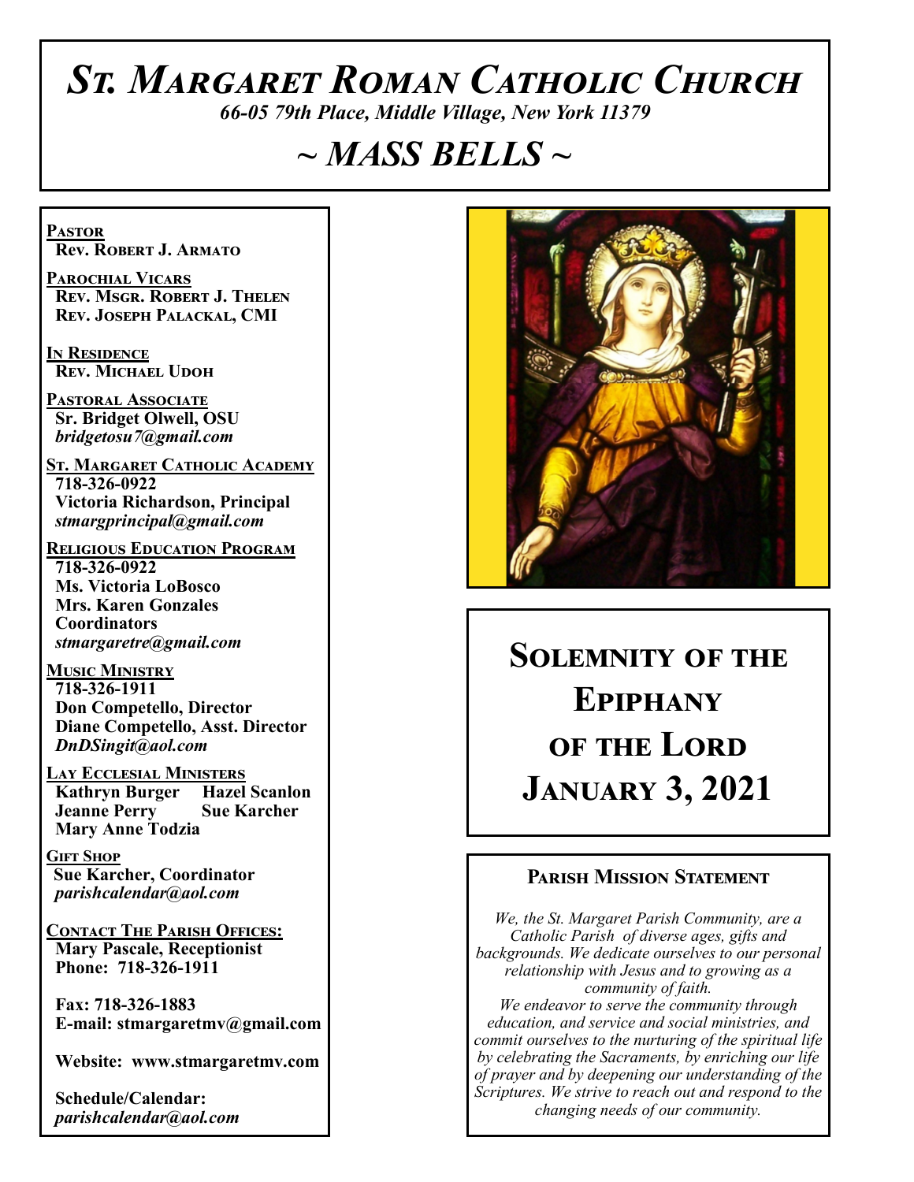# *St. Margaret Roman Catholic Church*

*66-05 79th Place, Middle Village, New York 11379*

## *~ MASS BELLS ~*

**Pastor**
**Rev. Robert J. Armato**

**Parochial Vicars**
**Rev. Msgr. Robert J. Thelen**
**Rev. Joseph Palackal, CMI**

**In Residence**
**Rev. Michael Udoh**

**Pastoral Associate**
**Sr. Bridget Olwell, OSU**
*bridgetosu7@gmail.com*

**St. Margaret Catholic Academy**
**718-326-0922**
**Victoria Richardson, Principal**
*stmargprincipal@gmail.com*

**Religious Education Program**
**718-326-0922**
**Ms. Victoria LoBosco**
**Mrs. Karen Gonzales**
**Coordinators**
*stmargaretre@gmail.com*

**Music Ministry**
**718-326-1911**
**Don Competello, Director**
**Diane Competello, Asst. Director**
*DnDSingit@aol.com*

**Lay Ecclesial Ministers**
**Kathryn Burger**
**Hazel Scanlon**
**Jeanne Perry**
**Sue Karcher**
**Mary Anne Todzia**

**Gift Shop**
**Sue Karcher, Coordinator**
*parishcalendar@aol.com*

**Contact The Parish Offices:**
**Mary Pascale, Receptionist**
**Phone: 718-326-1911**

**Fax: 718-326-1883**
**E-mail: stmargaretmv@gmail.com**

**Website: www.stmargaretmv.com**

**Schedule/Calendar:**
*parishcalendar@aol.com*

## Solemnity of the Epiphany of the Lord
## January 3, 2021

### Parish Mission Statement

*We, the St. Margaret Parish Community, are a Catholic Parish of diverse ages, gifts and backgrounds. We dedicate ourselves to our personal relationship with Jesus and to growing as a community of faith.*
*We endeavor to serve the community through education, and service and social ministries, and commit ourselves to the nurturing of the spiritual life by celebrating the Sacraments, by enriching our life of prayer and by deepening our understanding of the Scriptures. We strive to reach out and respond to the changing needs of our community.*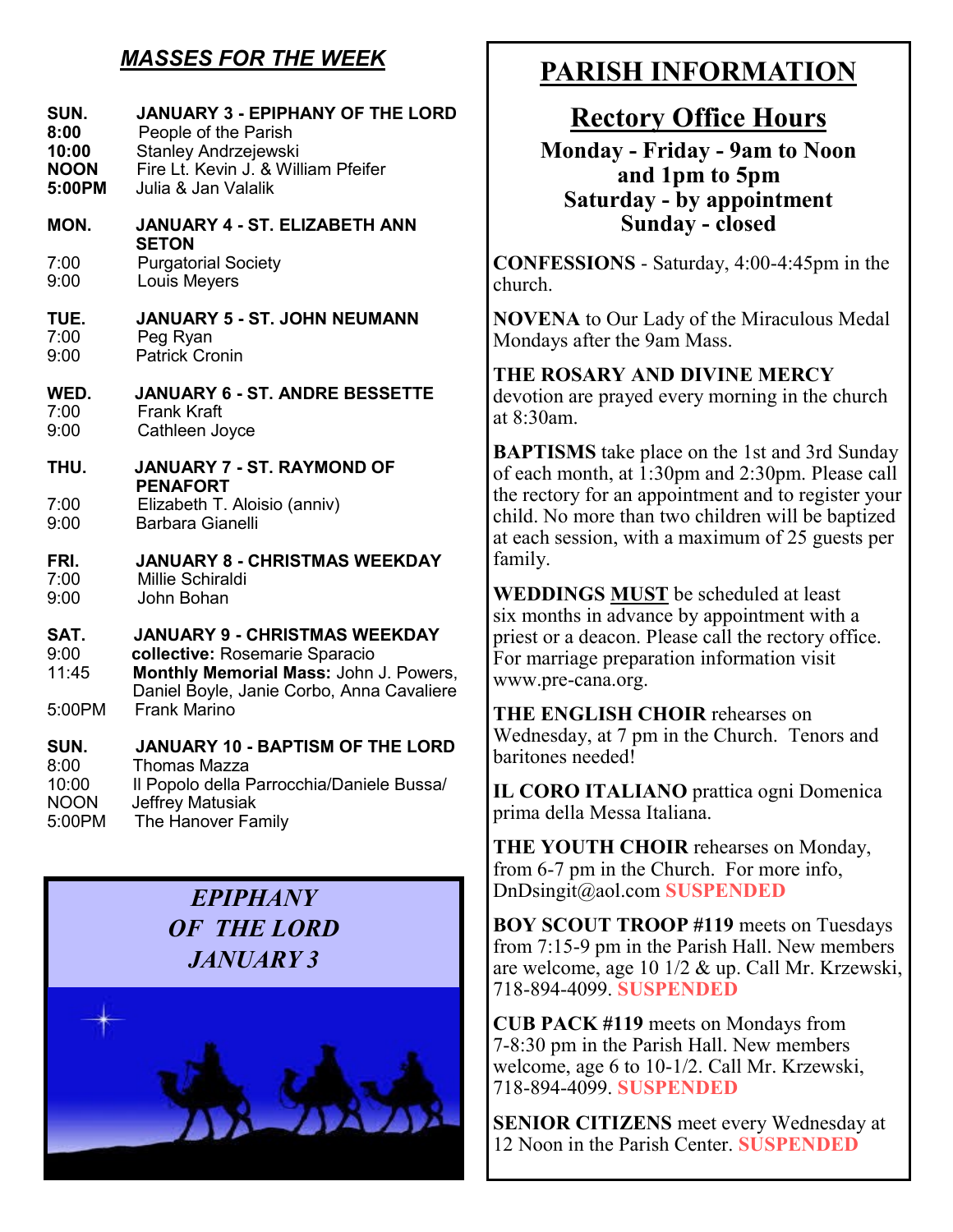## *MASSES FOR THE WEEK*

**SUN. JANUARY 3 - EPIPHANY OF THE LORD**

- **8:00** People of the Parish
- **10:00** Stanley Andrzejewski
- **NOON** Fire Lt. Kevin J. & William Pfeifer
- **5:00PM** Julia & Jan Valalik

**MON. JANUARY 4 - ST. ELIZABETH ANN SETON**

- 7:00 Purgatorial Society
- 9:00 Louis Meyers

**TUE. JANUARY 5 - ST. JOHN NEUMANN**

- 7:00 Peg Ryan
- 9:00 Patrick Cronin

**WED. JANUARY 6 - ST. ANDRE BESSETTE**

- 7:00 Frank Kraft
- 9:00 Cathleen Joyce

**THU. JANUARY 7 - ST. RAYMOND OF PENAFORT**

- 7:00 Elizabeth T. Aloisio (anniv)
- 9:00 Barbara Gianelli

**FRI. JANUARY 8 - CHRISTMAS WEEKDAY**

- 7:00 Millie Schiraldi
- 9:00 John Bohan

**SAT. JANUARY 9 - CHRISTMAS WEEKDAY**

- 9:00 **collective:** Rosemarie Sparacio
- 11:45 **Monthly Memorial Mass:** John J. Powers, Daniel Boyle, Janie Corbo, Anna Cavaliere
- 5:00PM Frank Marino

**SUN. JANUARY 10 - BAPTISM OF THE LORD**

- 8:00 Thomas Mazza
- 10:00 Il Popolo della Parrocchia/Daniele Bussa/
- NOON Jeffrey Matusiak
- 5:00PM The Hanover Family

*EPIPHANY OF THE LORD JANUARY 3*

# PARISH INFORMATION

## Rectory Office Hours

**Monday - Friday - 9am to Noon and 1pm to 5pm**
**Saturday - by appointment**
**Sunday - closed**

**CONFESSIONS** - Saturday, 4:00-4:45pm in the church.

**NOVENA** to Our Lady of the Miraculous Medal Mondays after the 9am Mass.

**THE ROSARY AND DIVINE MERCY** devotion are prayed every morning in the church at 8:30am.

**BAPTISMS** take place on the 1st and 3rd Sunday of each month, at 1:30pm and 2:30pm. Please call the rectory for an appointment and to register your child. No more than two children will be baptized at each session, with a maximum of 25 guests per family.

**WEDDINGS MUST** be scheduled at least six months in advance by appointment with a priest or a deacon. Please call the rectory office. For marriage preparation information visit www.pre-cana.org.

**THE ENGLISH CHOIR** rehearses on Wednesday, at 7 pm in the Church. Tenors and baritones needed!

**IL CORO ITALIANO** prattica ogni Domenica prima della Messa Italiana.

**THE YOUTH CHOIR** rehearses on Monday, from 6-7 pm in the Church. For more info, DnDsingit@aol.com **SUSPENDED**

**BOY SCOUT TROOP #119** meets on Tuesdays from 7:15-9 pm in the Parish Hall. New members are welcome, age 10 1/2 & up. Call Mr. Krzewski, 718-894-4099. **SUSPENDED**

**CUB PACK #119** meets on Mondays from 7-8:30 pm in the Parish Hall. New members welcome, age 6 to 10-1/2. Call Mr. Krzewski, 718-894-4099. **SUSPENDED**

**SENIOR CITIZENS** meet every Wednesday at 12 Noon in the Parish Center. **SUSPENDED**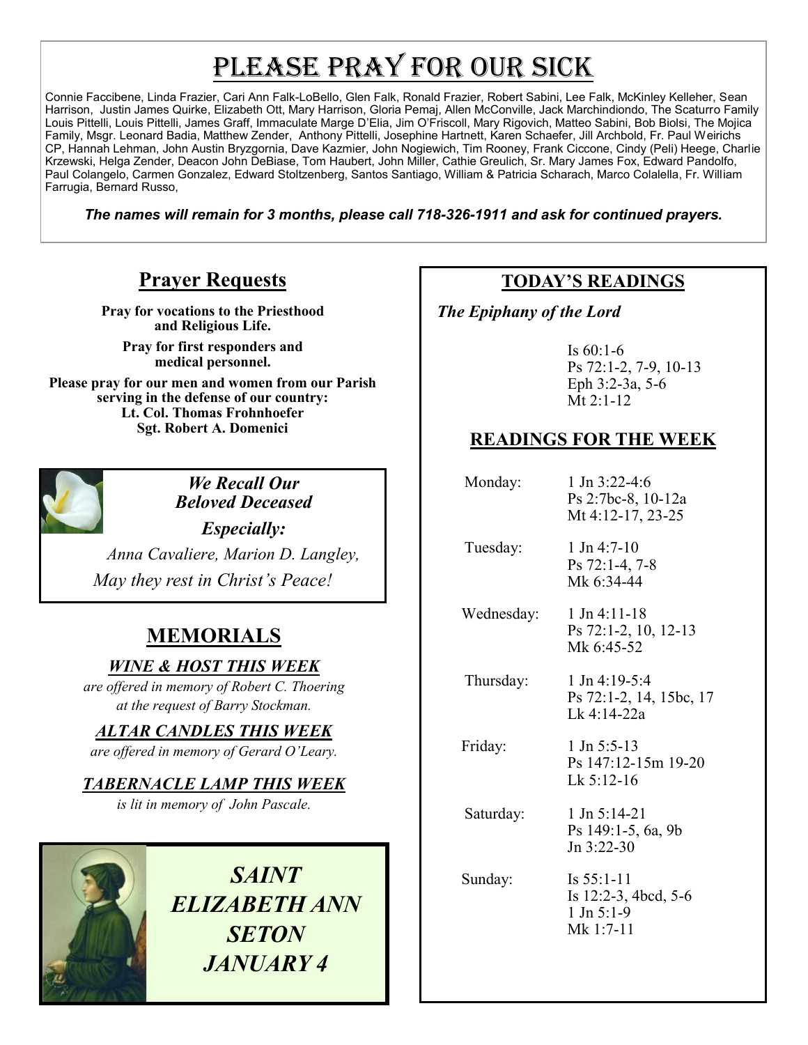# Please Pray for Our Sick

Connie Faccibene, Linda Frazier, Cari Ann Falk-LoBello, Glen Falk, Ronald Frazier, Robert Sabini, Lee Falk, McKinley Kelleher, Sean Harrison, Justin James Quirke, Elizabeth Ott, Mary Harrison, Gloria Pemaj, Allen McConville, Jack Marchindiondo, The Scaturro Family Louis Pittelli, Louis Pittelli, James Graff, Immaculate Marge D'Elia, Jim O'Friscoll, Mary Rigovich, Matteo Sabini, Bob Biolsi, The Mojica Family, Msgr. Leonard Badia, Matthew Zender, Anthony Pittelli, Josephine Hartnett, Karen Schaefer, Jill Archbold, Fr. Paul Weirichs CP, Hannah Lehman, John Austin Bryzgornia, Dave Kazmier, John Nogiewich, Tim Rooney, Frank Ciccone, Cindy (Peli) Heege, Charlie Krzewski, Helga Zender, Deacon John DeBiase, Tom Haubert, John Miller, Cathie Greulich, Sr. Mary James Fox, Edward Pandolfo, Paul Colangelo, Carmen Gonzalez, Edward Stoltzenberg, Santos Santiago, William & Patricia Scharach, Marco Colalella, Fr. William Farrugia, Bernard Russo,

***The names will remain for 3 months, please call 718-326-1911 and ask for continued prayers.***

## Prayer Requests

**Pray for vocations to the Priesthood and Religious Life.**

**Pray for first responders and medical personnel.**

**Please pray for our men and women from our Parish serving in the defense of our country:**
**Lt. Col. Thomas Frohnhoefer**
**Sgt. Robert A. Domenici**

***We Recall Our Beloved Deceased***

***Especially:***

*Anna Cavaliere, Marion D. Langley,*

*May they rest in Christ's Peace!*

## MEMORIALS

***WINE & HOST THIS WEEK***

*are offered in memory of Robert C. Thoering at the request of Barry Stockman.*

***ALTAR CANDLES THIS WEEK***

*are offered in memory of Gerard O'Leary.*

***TABERNACLE LAMP THIS WEEK***

*is lit in memory of John Pascale.*

***SAINT ELIZABETH ANN SETON JANUARY 4***

## TODAY'S READINGS

***The Epiphany of the Lord***

Is 60:1-6
Ps 72:1-2, 7-9, 10-13
Eph 3:2-3a, 5-6
Mt 2:1-12

## READINGS FOR THE WEEK

| | |
|---|---|
| Monday: | 1 Jn 3:22-4:6<br>Ps 2:7bc-8, 10-12a<br>Mt 4:12-17, 23-25 |
| Tuesday: | 1 Jn 4:7-10<br>Ps 72:1-4, 7-8<br>Mk 6:34-44 |
| Wednesday: | 1 Jn 4:11-18<br>Ps 72:1-2, 10, 12-13<br>Mk 6:45-52 |
| Thursday: | 1 Jn 4:19-5:4<br>Ps 72:1-2, 14, 15bc, 17<br>Lk 4:14-22a |
| Friday: | 1 Jn 5:5-13<br>Ps 147:12-15m 19-20<br>Lk 5:12-16 |
| Saturday: | 1 Jn 5:14-21<br>Ps 149:1-5, 6a, 9b<br>Jn 3:22-30 |
| Sunday: | Is 55:1-11<br>Is 12:2-3, 4bcd, 5-6<br>1 Jn 5:1-9<br>Mk 1:7-11 |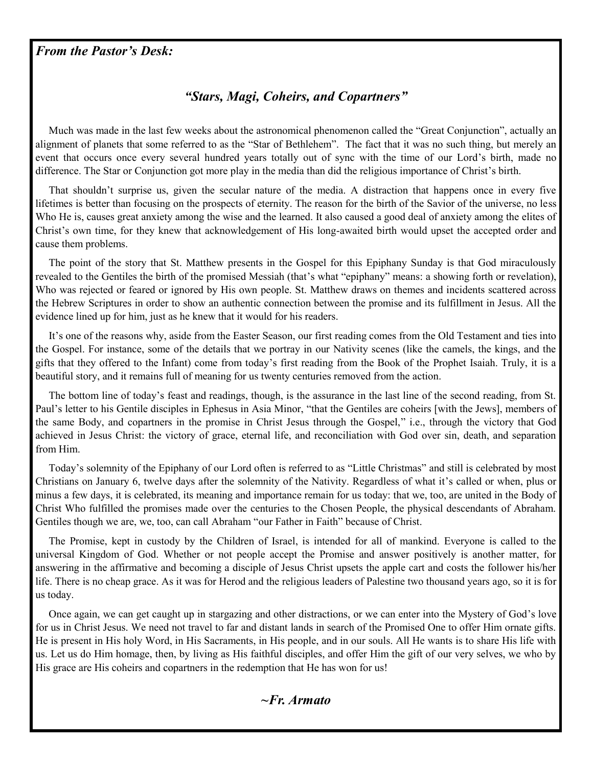***From the Pastor's Desk:***

### ***"Stars, Magi, Coheirs, and Copartners"***

Much was made in the last few weeks about the astronomical phenomenon called the "Great Conjunction", actually an alignment of planets that some referred to as the "Star of Bethlehem". The fact that it was no such thing, but merely an event that occurs once every several hundred years totally out of sync with the time of our Lord's birth, made no difference. The Star or Conjunction got more play in the media than did the religious importance of Christ's birth.

That shouldn't surprise us, given the secular nature of the media. A distraction that happens once in every five lifetimes is better than focusing on the prospects of eternity. The reason for the birth of the Savior of the universe, no less Who He is, causes great anxiety among the wise and the learned. It also caused a good deal of anxiety among the elites of Christ's own time, for they knew that acknowledgement of His long-awaited birth would upset the accepted order and cause them problems.

The point of the story that St. Matthew presents in the Gospel for this Epiphany Sunday is that God miraculously revealed to the Gentiles the birth of the promised Messiah (that's what "epiphany" means: a showing forth or revelation), Who was rejected or feared or ignored by His own people. St. Matthew draws on themes and incidents scattered across the Hebrew Scriptures in order to show an authentic connection between the promise and its fulfillment in Jesus. All the evidence lined up for him, just as he knew that it would for his readers.

It's one of the reasons why, aside from the Easter Season, our first reading comes from the Old Testament and ties into the Gospel. For instance, some of the details that we portray in our Nativity scenes (like the camels, the kings, and the gifts that they offered to the Infant) come from today's first reading from the Book of the Prophet Isaiah. Truly, it is a beautiful story, and it remains full of meaning for us twenty centuries removed from the action.

The bottom line of today's feast and readings, though, is the assurance in the last line of the second reading, from St. Paul's letter to his Gentile disciples in Ephesus in Asia Minor, "that the Gentiles are coheirs [with the Jews], members of the same Body, and copartners in the promise in Christ Jesus through the Gospel," i.e., through the victory that God achieved in Jesus Christ: the victory of grace, eternal life, and reconciliation with God over sin, death, and separation from Him.

Today's solemnity of the Epiphany of our Lord often is referred to as "Little Christmas" and still is celebrated by most Christians on January 6, twelve days after the solemnity of the Nativity. Regardless of what it's called or when, plus or minus a few days, it is celebrated, its meaning and importance remain for us today: that we, too, are united in the Body of Christ Who fulfilled the promises made over the centuries to the Chosen People, the physical descendants of Abraham. Gentiles though we are, we, too, can call Abraham "our Father in Faith" because of Christ.

The Promise, kept in custody by the Children of Israel, is intended for all of mankind. Everyone is called to the universal Kingdom of God. Whether or not people accept the Promise and answer positively is another matter, for answering in the affirmative and becoming a disciple of Jesus Christ upsets the apple cart and costs the follower his/her life. There is no cheap grace. As it was for Herod and the religious leaders of Palestine two thousand years ago, so it is for us today.

Once again, we can get caught up in stargazing and other distractions, or we can enter into the Mystery of God's love for us in Christ Jesus. We need not travel to far and distant lands in search of the Promised One to offer Him ornate gifts. He is present in His holy Word, in His Sacraments, in His people, and in our souls. All He wants is to share His life with us. Let us do Him homage, then, by living as His faithful disciples, and offer Him the gift of our very selves, we who by His grace are His coheirs and copartners in the redemption that He has won for us!

***~Fr. Armato***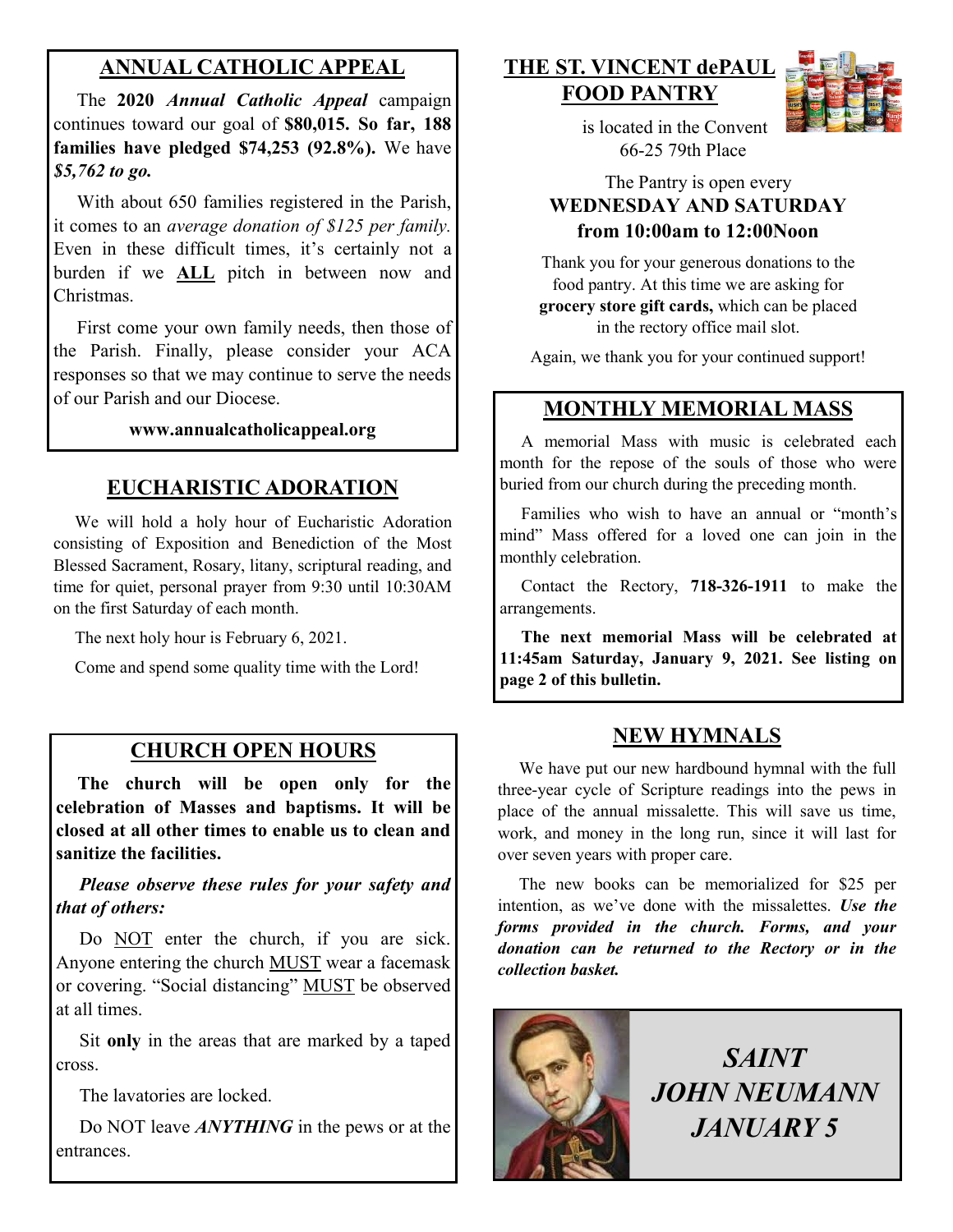## ANNUAL CATHOLIC APPEAL

The **2020 *Annual Catholic Appeal*** campaign continues toward our goal of **$80,015. So far, 188 families have pledged $74,253 (92.8%).** We have ***$5,762 to go.***

With about 650 families registered in the Parish, it comes to an *average donation of $125 per family.* Even in these difficult times, it's certainly not a burden if we **ALL** pitch in between now and Christmas.

First come your own family needs, then those of the Parish. Finally, please consider your ACA responses so that we may continue to serve the needs of our Parish and our Diocese.

**www.annualcatholicappeal.org**

## EUCHARISTIC ADORATION

We will hold a holy hour of Eucharistic Adoration consisting of Exposition and Benediction of the Most Blessed Sacrament, Rosary, litany, scriptural reading, and time for quiet, personal prayer from 9:30 until 10:30AM on the first Saturday of each month.

The next holy hour is February 6, 2021.

Come and spend some quality time with the Lord!

## CHURCH OPEN HOURS

**The church will be open only for the celebration of Masses and baptisms. It will be closed at all other times to enable us to clean and sanitize the facilities.**

***Please observe these rules for your safety and that of others:***

Do NOT enter the church, if you are sick. Anyone entering the church MUST wear a facemask or covering. "Social distancing" MUST be observed at all times.

Sit **only** in the areas that are marked by a taped cross.

The lavatories are locked.

Do NOT leave ***ANYTHING*** in the pews or at the entrances.

## THE ST. VINCENT dePAUL FOOD PANTRY

is located in the Convent
66-25 79th Place

The Pantry is open every
**WEDNESDAY AND SATURDAY**
**from 10:00am to 12:00Noon**

Thank you for your generous donations to the food pantry. At this time we are asking for **grocery store gift cards,** which can be placed in the rectory office mail slot.

Again, we thank you for your continued support!

## MONTHLY MEMORIAL MASS

A memorial Mass with music is celebrated each month for the repose of the souls of those who were buried from our church during the preceding month.

Families who wish to have an annual or "month's mind" Mass offered for a loved one can join in the monthly celebration.

Contact the Rectory, **718-326-1911** to make the arrangements.

**The next memorial Mass will be celebrated at 11:45am Saturday, January 9, 2021. See listing on page 2 of this bulletin.**

## NEW HYMNALS

We have put our new hardbound hymnal with the full three-year cycle of Scripture readings into the pews in place of the annual missalette. This will save us time, work, and money in the long run, since it will last for over seven years with proper care.

The new books can be memorialized for $25 per intention, as we've done with the missalettes. ***Use the forms provided in the church. Forms, and your donation can be returned to the Rectory or in the collection basket.***

***SAINT JOHN NEUMANN***
***JANUARY 5***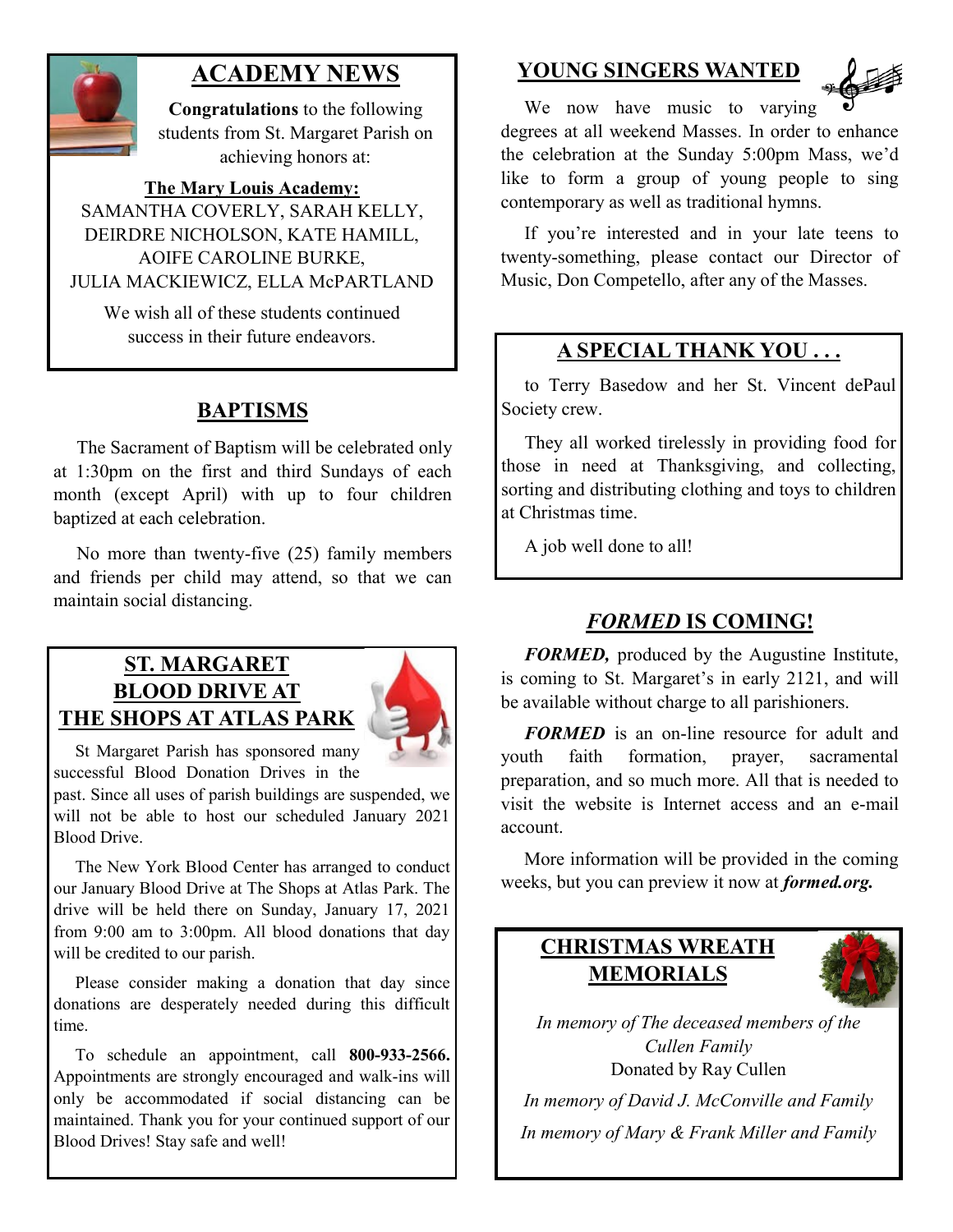## ACADEMY NEWS

**Congratulations** to the following students from St. Margaret Parish on achieving honors at:

**The Mary Louis Academy:**
SAMANTHA COVERLY, SARAH KELLY, DEIRDRE NICHOLSON, KATE HAMILL, AOIFE CAROLINE BURKE, JULIA MACKIEWICZ, ELLA McPARTLAND

We wish all of these students continued success in their future endeavors.

## BAPTISMS

The Sacrament of Baptism will be celebrated only at 1:30pm on the first and third Sundays of each month (except April) with up to four children baptized at each celebration.

No more than twenty-five (25) family members and friends per child may attend, so that we can maintain social distancing.

## ST. MARGARET BLOOD DRIVE AT THE SHOPS AT ATLAS PARK

St Margaret Parish has sponsored many successful Blood Donation Drives in the past. Since all uses of parish buildings are suspended, we will not be able to host our scheduled January 2021 Blood Drive.

The New York Blood Center has arranged to conduct our January Blood Drive at The Shops at Atlas Park. The drive will be held there on Sunday, January 17, 2021 from 9:00 am to 3:00pm. All blood donations that day will be credited to our parish.

Please consider making a donation that day since donations are desperately needed during this difficult time.

To schedule an appointment, call **800-933-2566.** Appointments are strongly encouraged and walk-ins will only be accommodated if social distancing can be maintained. Thank you for your continued support of our Blood Drives! Stay safe and well!

## YOUNG SINGERS WANTED

We now have music to varying degrees at all weekend Masses. In order to enhance the celebration at the Sunday 5:00pm Mass, we'd like to form a group of young people to sing contemporary as well as traditional hymns.

If you're interested and in your late teens to twenty-something, please contact our Director of Music, Don Competello, after any of the Masses.

## A SPECIAL THANK YOU . . .

to Terry Basedow and her St. Vincent dePaul Society crew.

They all worked tirelessly in providing food for those in need at Thanksgiving, and collecting, sorting and distributing clothing and toys to children at Christmas time.

A job well done to all!

## *FORMED* IS COMING!

***FORMED,*** produced by the Augustine Institute, is coming to St. Margaret's in early 2121, and will be available without charge to all parishioners.

***FORMED*** is an on-line resource for adult and youth faith formation, prayer, sacramental preparation, and so much more. All that is needed to visit the website is Internet access and an e-mail account.

More information will be provided in the coming weeks, but you can preview it now at ***formed.org.***

## CHRISTMAS WREATH MEMORIALS

*In memory of The deceased members of the Cullen Family*
Donated by Ray Cullen

*In memory of David J. McConville and Family*

*In memory of Mary & Frank Miller and Family*